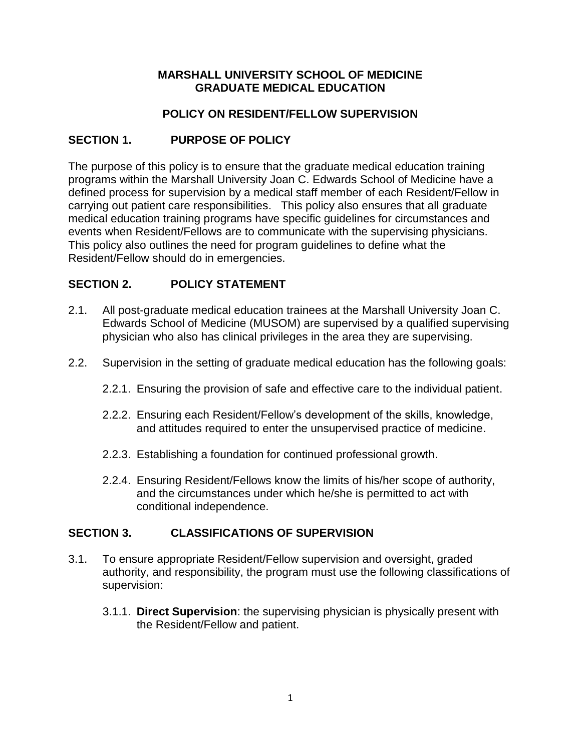# MARSHALL UNIVERSITY SCHOOL OF MEDICINE
# GRADUATE MEDICAL EDUCATION

## POLICY ON RESIDENT/FELLOW SUPERVISION

## SECTION 1. PURPOSE OF POLICY

The purpose of this policy is to ensure that the graduate medical education training programs within the Marshall University Joan C. Edwards School of Medicine have a defined process for supervision by a medical staff member of each Resident/Fellow in carrying out patient care responsibilities. This policy also ensures that all graduate medical education training programs have specific guidelines for circumstances and events when Resident/Fellows are to communicate with the supervising physicians. This policy also outlines the need for program guidelines to define what the Resident/Fellow should do in emergencies.

## SECTION 2. POLICY STATEMENT

2.1. All post-graduate medical education trainees at the Marshall University Joan C. Edwards School of Medicine (MUSOM) are supervised by a qualified supervising physician who also has clinical privileges in the area they are supervising.

2.2. Supervision in the setting of graduate medical education has the following goals:

2.2.1. Ensuring the provision of safe and effective care to the individual patient.

2.2.2. Ensuring each Resident/Fellow's development of the skills, knowledge, and attitudes required to enter the unsupervised practice of medicine.

2.2.3. Establishing a foundation for continued professional growth.

2.2.4. Ensuring Resident/Fellows know the limits of his/her scope of authority, and the circumstances under which he/she is permitted to act with conditional independence.

## SECTION 3. CLASSIFICATIONS OF SUPERVISION

3.1. To ensure appropriate Resident/Fellow supervision and oversight, graded authority, and responsibility, the program must use the following classifications of supervision:

3.1.1. **Direct Supervision**: the supervising physician is physically present with the Resident/Fellow and patient.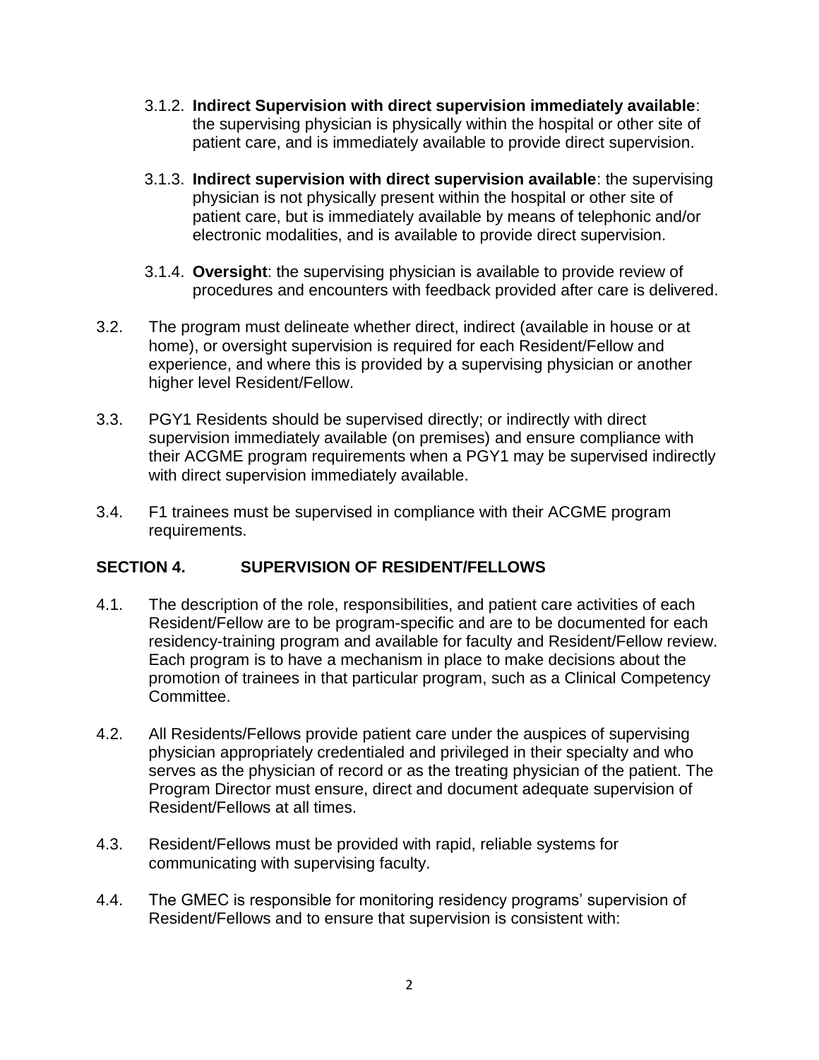3.1.2. **Indirect Supervision with direct supervision immediately available**: the supervising physician is physically within the hospital or other site of patient care, and is immediately available to provide direct supervision.

3.1.3. **Indirect supervision with direct supervision available**: the supervising physician is not physically present within the hospital or other site of patient care, but is immediately available by means of telephonic and/or electronic modalities, and is available to provide direct supervision.

3.1.4. **Oversight**: the supervising physician is available to provide review of procedures and encounters with feedback provided after care is delivered.

3.2. The program must delineate whether direct, indirect (available in house or at home), or oversight supervision is required for each Resident/Fellow and experience, and where this is provided by a supervising physician or another higher level Resident/Fellow.

3.3. PGY1 Residents should be supervised directly; or indirectly with direct supervision immediately available (on premises) and ensure compliance with their ACGME program requirements when a PGY1 may be supervised indirectly with direct supervision immediately available.

3.4. F1 trainees must be supervised in compliance with their ACGME program requirements.

## SECTION 4. SUPERVISION OF RESIDENT/FELLOWS

4.1. The description of the role, responsibilities, and patient care activities of each Resident/Fellow are to be program-specific and are to be documented for each residency-training program and available for faculty and Resident/Fellow review. Each program is to have a mechanism in place to make decisions about the promotion of trainees in that particular program, such as a Clinical Competency Committee.

4.2. All Residents/Fellows provide patient care under the auspices of supervising physician appropriately credentialed and privileged in their specialty and who serves as the physician of record or as the treating physician of the patient. The Program Director must ensure, direct and document adequate supervision of Resident/Fellows at all times.

4.3. Resident/Fellows must be provided with rapid, reliable systems for communicating with supervising faculty.

4.4. The GMEC is responsible for monitoring residency programs' supervision of Resident/Fellows and to ensure that supervision is consistent with: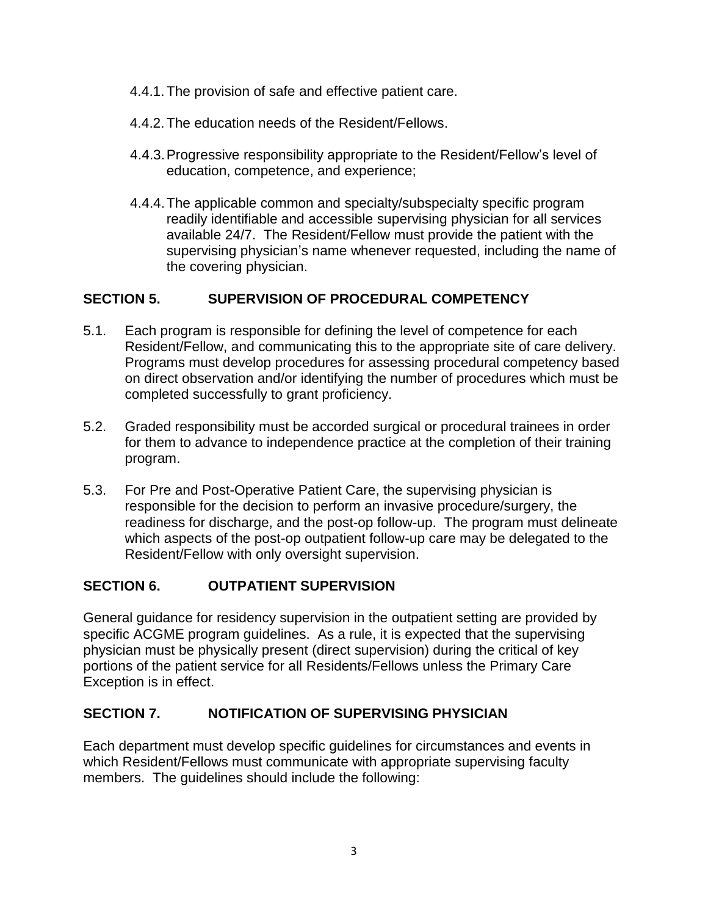4.4.1. The provision of safe and effective patient care.

4.4.2. The education needs of the Resident/Fellows.

4.4.3. Progressive responsibility appropriate to the Resident/Fellow's level of education, competence, and experience;

4.4.4. The applicable common and specialty/subspecialty specific program readily identifiable and accessible supervising physician for all services available 24/7. The Resident/Fellow must provide the patient with the supervising physician's name whenever requested, including the name of the covering physician.

## SECTION 5. SUPERVISION OF PROCEDURAL COMPETENCY

5.1. Each program is responsible for defining the level of competence for each Resident/Fellow, and communicating this to the appropriate site of care delivery. Programs must develop procedures for assessing procedural competency based on direct observation and/or identifying the number of procedures which must be completed successfully to grant proficiency.

5.2. Graded responsibility must be accorded surgical or procedural trainees in order for them to advance to independence practice at the completion of their training program.

5.3. For Pre and Post-Operative Patient Care, the supervising physician is responsible for the decision to perform an invasive procedure/surgery, the readiness for discharge, and the post-op follow-up. The program must delineate which aspects of the post-op outpatient follow-up care may be delegated to the Resident/Fellow with only oversight supervision.

## SECTION 6. OUTPATIENT SUPERVISION

General guidance for residency supervision in the outpatient setting are provided by specific ACGME program guidelines. As a rule, it is expected that the supervising physician must be physically present (direct supervision) during the critical of key portions of the patient service for all Residents/Fellows unless the Primary Care Exception is in effect.

## SECTION 7. NOTIFICATION OF SUPERVISING PHYSICIAN

Each department must develop specific guidelines for circumstances and events in which Resident/Fellows must communicate with appropriate supervising faculty members. The guidelines should include the following: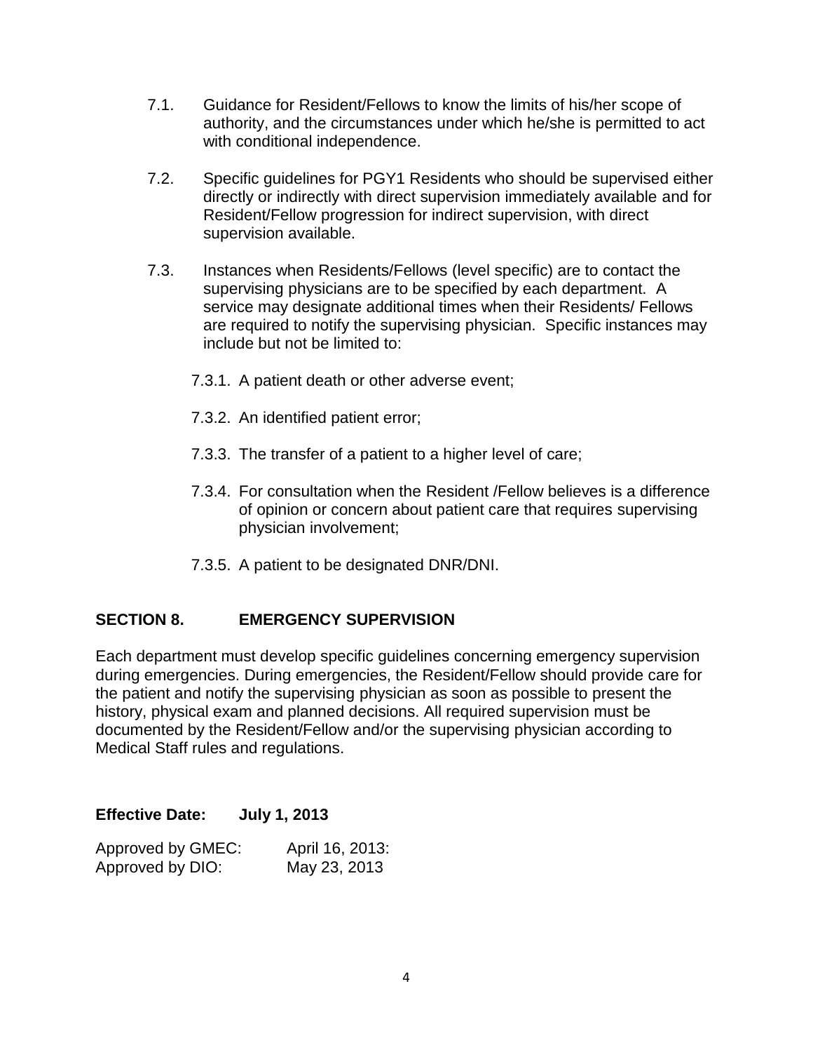7.1. Guidance for Resident/Fellows to know the limits of his/her scope of authority, and the circumstances under which he/she is permitted to act with conditional independence.

7.2. Specific guidelines for PGY1 Residents who should be supervised either directly or indirectly with direct supervision immediately available and for Resident/Fellow progression for indirect supervision, with direct supervision available.

7.3. Instances when Residents/Fellows (level specific) are to contact the supervising physicians are to be specified by each department. A service may designate additional times when their Residents/ Fellows are required to notify the supervising physician. Specific instances may include but not be limited to:

7.3.1. A patient death or other adverse event;

7.3.2. An identified patient error;

7.3.3. The transfer of a patient to a higher level of care;

7.3.4. For consultation when the Resident /Fellow believes is a difference of opinion or concern about patient care that requires supervising physician involvement;

7.3.5. A patient to be designated DNR/DNI.

## SECTION 8. EMERGENCY SUPERVISION

Each department must develop specific guidelines concerning emergency supervision during emergencies. During emergencies, the Resident/Fellow should provide care for the patient and notify the supervising physician as soon as possible to present the history, physical exam and planned decisions. All required supervision must be documented by the Resident/Fellow and/or the supervising physician according to Medical Staff rules and regulations.

**Effective Date: July 1, 2013**

Approved by GMEC: April 16, 2013:
Approved by DIO: May 23, 2013